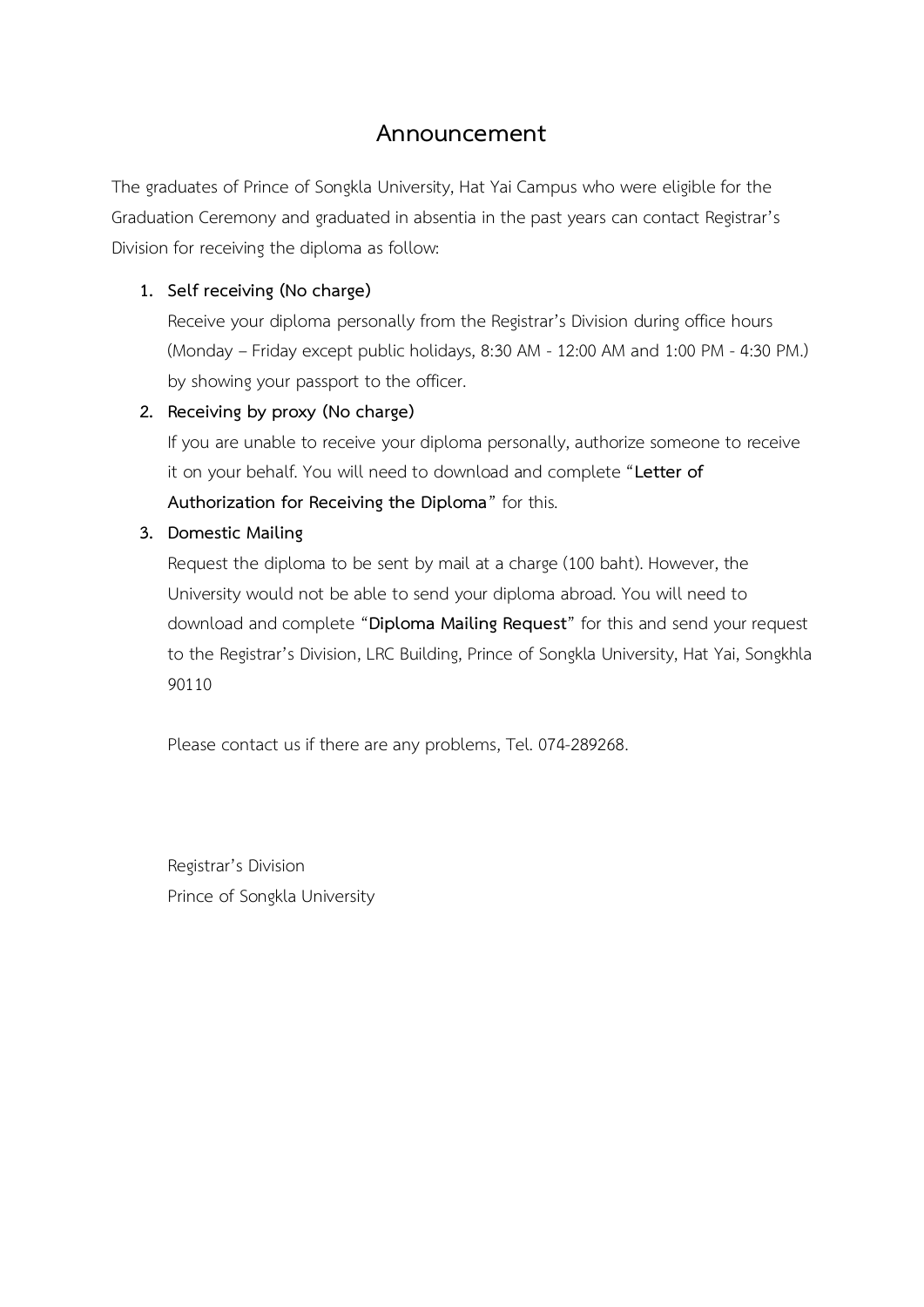# Announcement

The graduates of Prince of Songkla University, Hat Yai Campus who were eligible for the Graduation Ceremony and graduated in absentia in the past years can contact Registrar's Division for receiving the diploma as follow:

1. **Self receiving (No charge)**

   Receive your diploma personally from the Registrar's Division during office hours (Monday – Friday except public holidays, 8:30 AM - 12:00 AM and 1:00 PM - 4:30 PM.) by showing your passport to the officer.

2. **Receiving by proxy (No charge)**

   If you are unable to receive your diploma personally, authorize someone to receive it on your behalf. You will need to download and complete "**Letter of Authorization for Receiving the Diploma**" for this.

3. **Domestic Mailing**

   Request the diploma to be sent by mail at a charge (100 baht). However, the University would not be able to send your diploma abroad. You will need to download and complete "**Diploma Mailing Request**" for this and send your request to the Registrar's Division, LRC Building, Prince of Songkla University, Hat Yai, Songkhla 90110

Please contact us if there are any problems, Tel. 074-289268.

Registrar's Division
Prince of Songkla University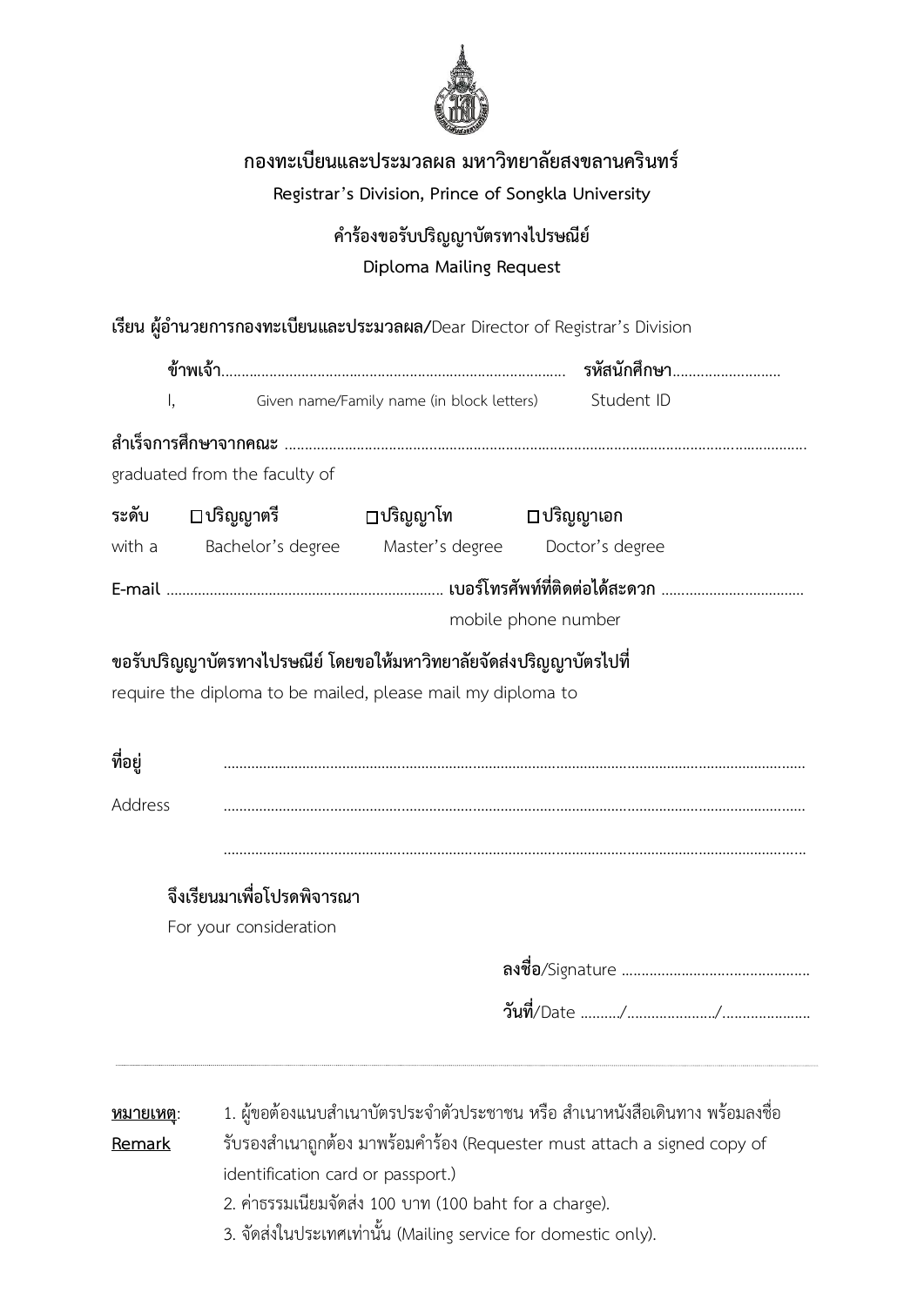**กองทะเบียนและประมวลผล มหาวิทยาลัยสงขลานครินทร์**

**Registrar's Division, Prince of Songkla University**

**คำร้องขอรับปริญญาบัตรทางไปรษณีย์**

**Diploma Mailing Request**

**เรียน ผู้อำนวยการกองทะเบียนและประมวลผล/**Dear Director of Registrar's Division

**ข้าพเจ้า**............................................................................................ **รหัสนักศึกษา**...........................

I, Given name/Family name (in block letters) Student ID

**สำเร็จการศึกษาจากคณะ** ..................................................................................................................................

graduated from the faculty of

**ระดับ** ☐ ปริญญาตรี ☐ ปริญญาโท ☐ ปริญญาเอก

with a Bachelor's degree Master's degree Doctor's degree

**E-mail** ..................................................................... **เบอร์โทรศัพท์ที่ติดต่อได้สะดวก** ....................................

mobile phone number

**ขอรับปริญญาบัตรทางไปรษณีย์ โดยขอให้มหาวิทยาลัยจัดส่งปริญญาบัตรไปที่**

require the diploma to be mailed, please mail my diploma to

**ที่อยู่** ..................................................................................................................................

Address ..................................................................................................................................

..................................................................................................................................

**จึงเรียนมาเพื่อโปรดพิจารณา**

For your consideration

**ลงชื่อ**/Signature ...............................................

**วันที่**/Date ........../....................../.....................

---

**หมายเหตุ**: **Remark**

1. ผู้ขอต้องแนบสำเนาบัตรประจำตัวประชาชน หรือ สำเนาหนังสือเดินทาง พร้อมลงชื่อรับรองสำเนาถูกต้อง มาพร้อมคำร้อง (Requester must attach a signed copy of identification card or passport.)
2. ค่าธรรมเนียมจัดส่ง 100 บาท (100 baht for a charge).
3. จัดส่งในประเทศเท่านั้น (Mailing service for domestic only).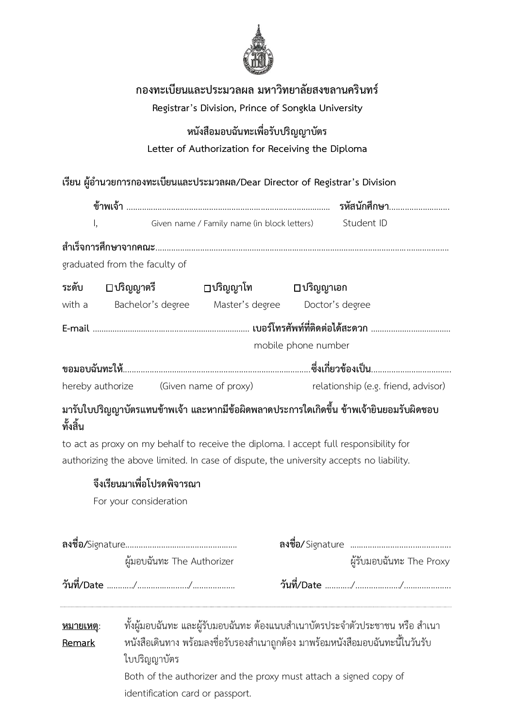**กองทะเบียนและประมวลผล มหาวิทยาลัยสงขลานครินทร์**

**Registrar's Division, Prince of Songkla University**

**หนังสือมอบฉันทะเพื่อรับปริญญาบัตร**

**Letter of Authorization for Receiving the Diploma**

**เรียน ผู้อำนวยการกองทะเบียนและประมวลผล/Dear Director of Registrar's Division**

**ข้าพเจ้า** ................................................................................................ **รหัสนักศึกษา**............................

I, Given name / Family name (in block letters) Student ID

**สำเร็จการศึกษาจากคณะ**...................................................................................................................................

graduated from the faculty of

**ระดับ** ☐ **ปริญญาตรี** ☐ **ปริญญาโท** ☐ **ปริญญาเอก**

with a Bachelor's degree Master's degree Doctor's degree

**E-mail** ....................................................................... **เบอร์โทรศัพท์ที่ติดต่อได้สะดวก** ....................................

mobile phone number

**ขอมอบฉันทะให้**.....................................................................................**ซึ่งเกี่ยวข้องเป็น**....................................

hereby authorize (Given name of proxy) relationship (e.g. friend, advisor)

**มารับใบปริญญาบัตรแทนข้าพเจ้า และหากมีข้อผิดพลาดประการใดเกิดขึ้น ข้าพเจ้ายินยอมรับผิดชอบทั้งสิ้น**

to act as proxy on my behalf to receive the diploma. I accept full responsibility for authorizing the above limited. In case of dispute, the university accepts no liability.

**จึงเรียนมาเพื่อโปรดพิจารณา**

For your consideration

**ลงชื่อ/**Signature................................................. **ลงชื่อ/** Signature ............................................

ผู้มอบฉันทะ The Authorizer ผู้รับมอบฉันทะ The Proxy

**วันที่/Date** ............/......................./.................. **วันที่/Date** ............/..................../.....................

---

**หมายเหตุ**: ทั้งผู้มอบฉันทะ และผู้รับมอบฉันทะ ต้องแนบสำเนาบัตรประจำตัวประชาชน หรือ สำเนาหนังสือเดินทาง พร้อมลงชื่อรับรองสำเนาถูกต้อง มาพร้อมหนังสือมอบฉันทะนี้ในวันรับใบปริญญาบัตร

**Remark** Both of the authorizer and the proxy must attach a signed copy of identification card or passport.